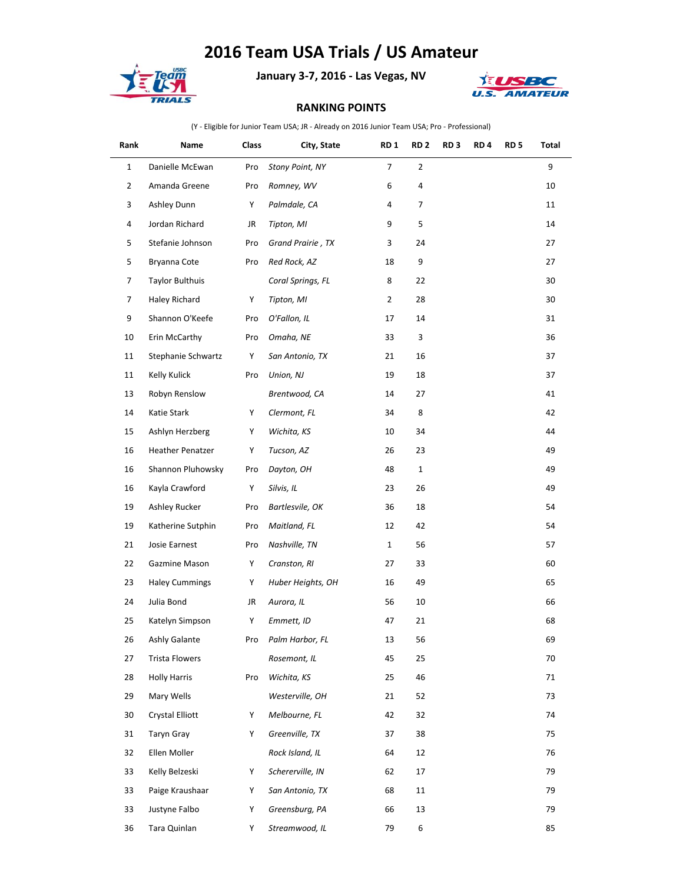# 2016 Team USA Trials / US Amateur

**January 3-7, 2016 - Las Vegas, NV**

**RANKING POINTS**

(Y - Eligible for Junior Team USA; JR - Already on 2016 Junior Team USA; Pro - Professional)

| Rank | Name | Class | City, State | RD 1 | RD 2 | RD 3 | RD 4 | RD 5 | Total |
|---|---|---|---|---|---|---|---|---|---|
| 1 | Danielle McEwan | Pro | *Stony Point, NY* | 7 | 2 | | | | 9 |
| 2 | Amanda Greene | Pro | *Romney, WV* | 6 | 4 | | | | 10 |
| 3 | Ashley Dunn | Y | *Palmdale, CA* | 4 | 7 | | | | 11 |
| 4 | Jordan Richard | JR | *Tipton, MI* | 9 | 5 | | | | 14 |
| 5 | Stefanie Johnson | Pro | *Grand Prairie , TX* | 3 | 24 | | | | 27 |
| 5 | Bryanna Cote | Pro | *Red Rock, AZ* | 18 | 9 | | | | 27 |
| 7 | Taylor Bulthuis | | *Coral Springs, FL* | 8 | 22 | | | | 30 |
| 7 | Haley Richard | Y | *Tipton, MI* | 2 | 28 | | | | 30 |
| 9 | Shannon O'Keefe | Pro | *O'Fallon, IL* | 17 | 14 | | | | 31 |
| 10 | Erin McCarthy | Pro | *Omaha, NE* | 33 | 3 | | | | 36 |
| 11 | Stephanie Schwartz | Y | *San Antonio, TX* | 21 | 16 | | | | 37 |
| 11 | Kelly Kulick | Pro | *Union, NJ* | 19 | 18 | | | | 37 |
| 13 | Robyn Renslow | | *Brentwood, CA* | 14 | 27 | | | | 41 |
| 14 | Katie Stark | Y | *Clermont, FL* | 34 | 8 | | | | 42 |
| 15 | Ashlyn Herzberg | Y | *Wichita, KS* | 10 | 34 | | | | 44 |
| 16 | Heather Penatzer | Y | *Tucson, AZ* | 26 | 23 | | | | 49 |
| 16 | Shannon Pluhowsky | Pro | *Dayton, OH* | 48 | 1 | | | | 49 |
| 16 | Kayla Crawford | Y | *Silvis, IL* | 23 | 26 | | | | 49 |
| 19 | Ashley Rucker | Pro | *Bartlesvile, OK* | 36 | 18 | | | | 54 |
| 19 | Katherine Sutphin | Pro | *Maitland, FL* | 12 | 42 | | | | 54 |
| 21 | Josie Earnest | Pro | *Nashville, TN* | 1 | 56 | | | | 57 |
| 22 | Gazmine Mason | Y | *Cranston, RI* | 27 | 33 | | | | 60 |
| 23 | Haley Cummings | Y | *Huber Heights, OH* | 16 | 49 | | | | 65 |
| 24 | Julia Bond | JR | *Aurora, IL* | 56 | 10 | | | | 66 |
| 25 | Katelyn Simpson | Y | *Emmett, ID* | 47 | 21 | | | | 68 |
| 26 | Ashly Galante | Pro | *Palm Harbor, FL* | 13 | 56 | | | | 69 |
| 27 | Trista Flowers | | *Rosemont, IL* | 45 | 25 | | | | 70 |
| 28 | Holly Harris | Pro | *Wichita, KS* | 25 | 46 | | | | 71 |
| 29 | Mary Wells | | *Westerville, OH* | 21 | 52 | | | | 73 |
| 30 | Crystal Elliott | Y | *Melbourne, FL* | 42 | 32 | | | | 74 |
| 31 | Taryn Gray | Y | *Greenville, TX* | 37 | 38 | | | | 75 |
| 32 | Ellen Moller | | *Rock Island, IL* | 64 | 12 | | | | 76 |
| 33 | Kelly Belzeski | Y | *Schererville, IN* | 62 | 17 | | | | 79 |
| 33 | Paige Kraushaar | Y | *San Antonio, TX* | 68 | 11 | | | | 79 |
| 33 | Justyne Falbo | Y | *Greensburg, PA* | 66 | 13 | | | | 79 |
| 36 | Tara Quinlan | Y | *Streamwood, IL* | 79 | 6 | | | | 85 |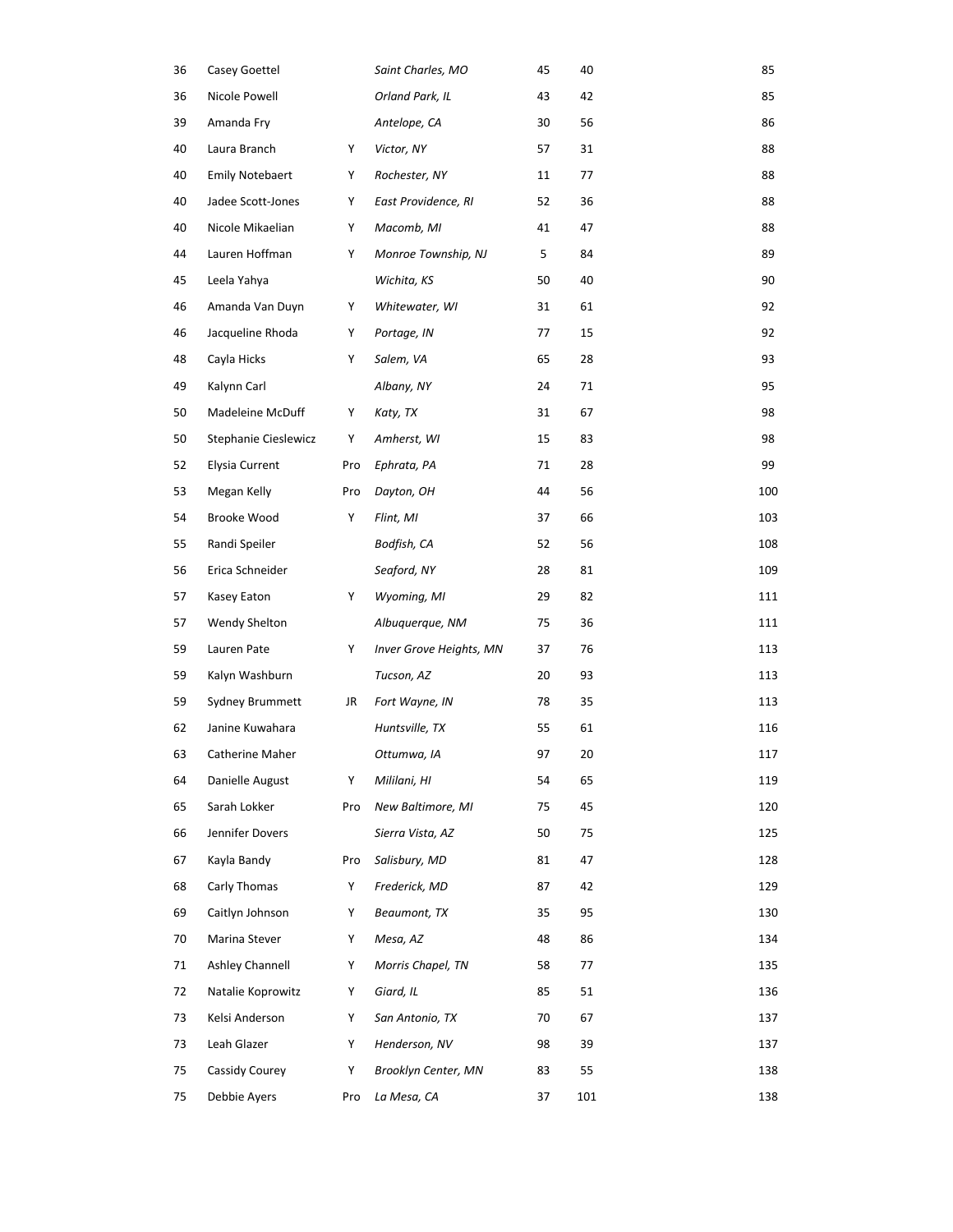| | | | | | | |
|---|---|---|---|---|---|---|
| 36 | Casey Goettel | | *Saint Charles, MO* | 45 | 40 | 85 |
| 36 | Nicole Powell | | *Orland Park, IL* | 43 | 42 | 85 |
| 39 | Amanda Fry | | *Antelope, CA* | 30 | 56 | 86 |
| 40 | Laura Branch | Y | *Victor, NY* | 57 | 31 | 88 |
| 40 | Emily Notebaert | Y | *Rochester, NY* | 11 | 77 | 88 |
| 40 | Jadee Scott-Jones | Y | *East Providence, RI* | 52 | 36 | 88 |
| 40 | Nicole Mikaelian | Y | *Macomb, MI* | 41 | 47 | 88 |
| 44 | Lauren Hoffman | Y | *Monroe Township, NJ* | 5 | 84 | 89 |
| 45 | Leela Yahya | | *Wichita, KS* | 50 | 40 | 90 |
| 46 | Amanda Van Duyn | Y | *Whitewater, WI* | 31 | 61 | 92 |
| 46 | Jacqueline Rhoda | Y | *Portage, IN* | 77 | 15 | 92 |
| 48 | Cayla Hicks | Y | *Salem, VA* | 65 | 28 | 93 |
| 49 | Kalynn Carl | | *Albany, NY* | 24 | 71 | 95 |
| 50 | Madeleine McDuff | Y | *Katy, TX* | 31 | 67 | 98 |
| 50 | Stephanie Cieslewicz | Y | *Amherst, WI* | 15 | 83 | 98 |
| 52 | Elysia Current | Pro | *Ephrata, PA* | 71 | 28 | 99 |
| 53 | Megan Kelly | Pro | *Dayton, OH* | 44 | 56 | 100 |
| 54 | Brooke Wood | Y | *Flint, MI* | 37 | 66 | 103 |
| 55 | Randi Speiler | | *Bodfish, CA* | 52 | 56 | 108 |
| 56 | Erica Schneider | | *Seaford, NY* | 28 | 81 | 109 |
| 57 | Kasey Eaton | Y | *Wyoming, MI* | 29 | 82 | 111 |
| 57 | Wendy Shelton | | *Albuquerque, NM* | 75 | 36 | 111 |
| 59 | Lauren Pate | Y | *Inver Grove Heights, MN* | 37 | 76 | 113 |
| 59 | Kalyn Washburn | | *Tucson, AZ* | 20 | 93 | 113 |
| 59 | Sydney Brummett | JR | *Fort Wayne, IN* | 78 | 35 | 113 |
| 62 | Janine Kuwahara | | *Huntsville, TX* | 55 | 61 | 116 |
| 63 | Catherine Maher | | *Ottumwa, IA* | 97 | 20 | 117 |
| 64 | Danielle August | Y | *Mililani, HI* | 54 | 65 | 119 |
| 65 | Sarah Lokker | Pro | *New Baltimore, MI* | 75 | 45 | 120 |
| 66 | Jennifer Dovers | | *Sierra Vista, AZ* | 50 | 75 | 125 |
| 67 | Kayla Bandy | Pro | *Salisbury, MD* | 81 | 47 | 128 |
| 68 | Carly Thomas | Y | *Frederick, MD* | 87 | 42 | 129 |
| 69 | Caitlyn Johnson | Y | *Beaumont, TX* | 35 | 95 | 130 |
| 70 | Marina Stever | Y | *Mesa, AZ* | 48 | 86 | 134 |
| 71 | Ashley Channell | Y | *Morris Chapel, TN* | 58 | 77 | 135 |
| 72 | Natalie Koprowitz | Y | *Giard, IL* | 85 | 51 | 136 |
| 73 | Kelsi Anderson | Y | *San Antonio, TX* | 70 | 67 | 137 |
| 73 | Leah Glazer | Y | *Henderson, NV* | 98 | 39 | 137 |
| 75 | Cassidy Courey | Y | *Brooklyn Center, MN* | 83 | 55 | 138 |
| 75 | Debbie Ayers | Pro | *La Mesa, CA* | 37 | 101 | 138 |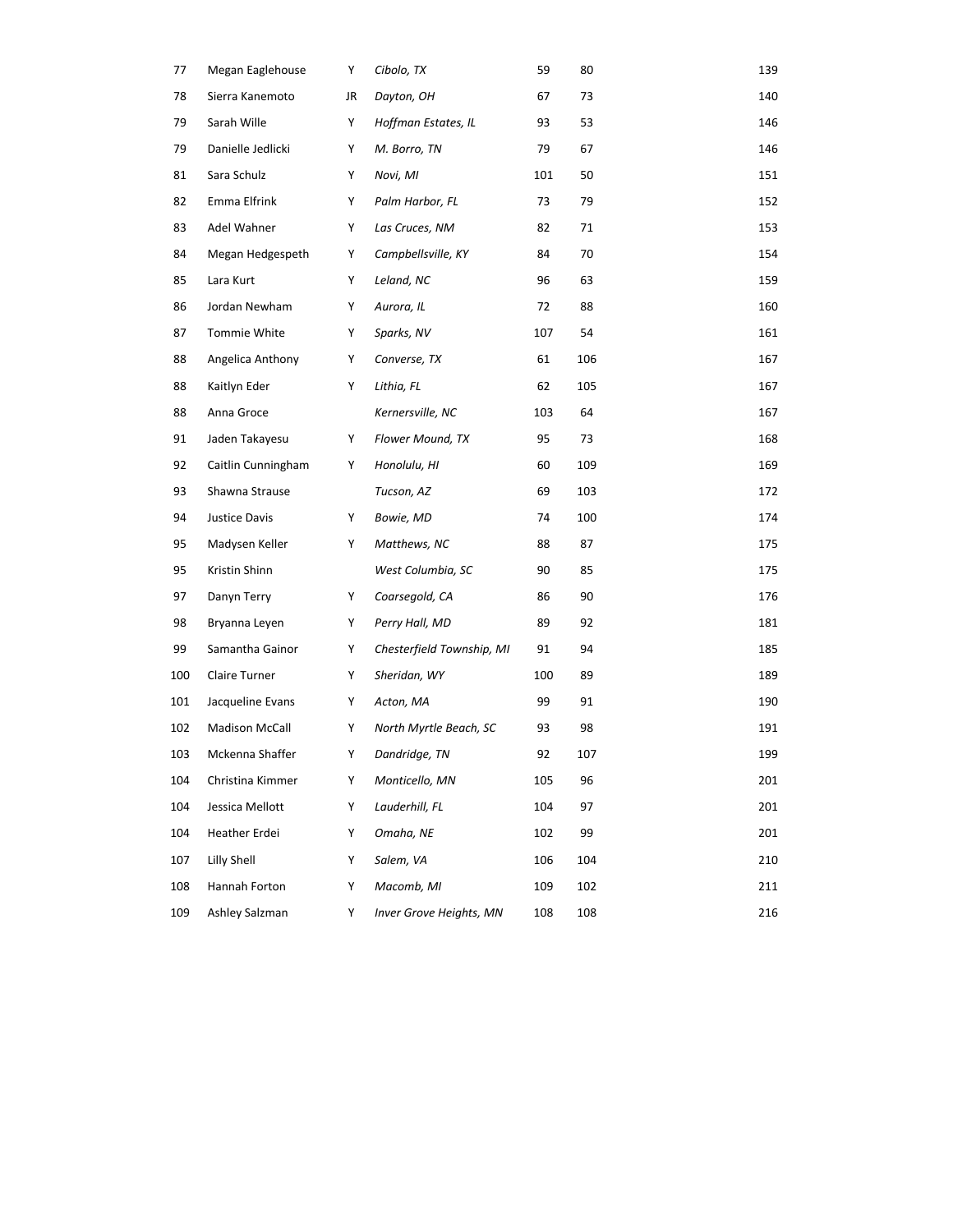| | | | | | | |
|---|---|---|---|---|---|---|
| 77 | Megan Eaglehouse | Y | *Cibolo, TX* | 59 | 80 | 139 |
| 78 | Sierra Kanemoto | JR | *Dayton, OH* | 67 | 73 | 140 |
| 79 | Sarah Wille | Y | *Hoffman Estates, IL* | 93 | 53 | 146 |
| 79 | Danielle Jedlicki | Y | *M. Borro, TN* | 79 | 67 | 146 |
| 81 | Sara Schulz | Y | *Novi, MI* | 101 | 50 | 151 |
| 82 | Emma Elfrink | Y | *Palm Harbor, FL* | 73 | 79 | 152 |
| 83 | Adel Wahner | Y | *Las Cruces, NM* | 82 | 71 | 153 |
| 84 | Megan Hedgespeth | Y | *Campbellsville, KY* | 84 | 70 | 154 |
| 85 | Lara Kurt | Y | *Leland, NC* | 96 | 63 | 159 |
| 86 | Jordan Newham | Y | *Aurora, IL* | 72 | 88 | 160 |
| 87 | Tommie White | Y | *Sparks, NV* | 107 | 54 | 161 |
| 88 | Angelica Anthony | Y | *Converse, TX* | 61 | 106 | 167 |
| 88 | Kaitlyn Eder | Y | *Lithia, FL* | 62 | 105 | 167 |
| 88 | Anna Groce | | *Kernersville, NC* | 103 | 64 | 167 |
| 91 | Jaden Takayesu | Y | *Flower Mound, TX* | 95 | 73 | 168 |
| 92 | Caitlin Cunningham | Y | *Honolulu, HI* | 60 | 109 | 169 |
| 93 | Shawna Strause | | *Tucson, AZ* | 69 | 103 | 172 |
| 94 | Justice Davis | Y | *Bowie, MD* | 74 | 100 | 174 |
| 95 | Madysen Keller | Y | *Matthews, NC* | 88 | 87 | 175 |
| 95 | Kristin Shinn | | *West Columbia, SC* | 90 | 85 | 175 |
| 97 | Danyn Terry | Y | *Coarsegold, CA* | 86 | 90 | 176 |
| 98 | Bryanna Leyen | Y | *Perry Hall, MD* | 89 | 92 | 181 |
| 99 | Samantha Gainor | Y | *Chesterfield Township, MI* | 91 | 94 | 185 |
| 100 | Claire Turner | Y | *Sheridan, WY* | 100 | 89 | 189 |
| 101 | Jacqueline Evans | Y | *Acton, MA* | 99 | 91 | 190 |
| 102 | Madison McCall | Y | *North Myrtle Beach, SC* | 93 | 98 | 191 |
| 103 | Mckenna Shaffer | Y | *Dandridge, TN* | 92 | 107 | 199 |
| 104 | Christina Kimmer | Y | *Monticello, MN* | 105 | 96 | 201 |
| 104 | Jessica Mellott | Y | *Lauderhill, FL* | 104 | 97 | 201 |
| 104 | Heather Erdei | Y | *Omaha, NE* | 102 | 99 | 201 |
| 107 | Lilly Shell | Y | *Salem, VA* | 106 | 104 | 210 |
| 108 | Hannah Forton | Y | *Macomb, MI* | 109 | 102 | 211 |
| 109 | Ashley Salzman | Y | *Inver Grove Heights, MN* | 108 | 108 | 216 |